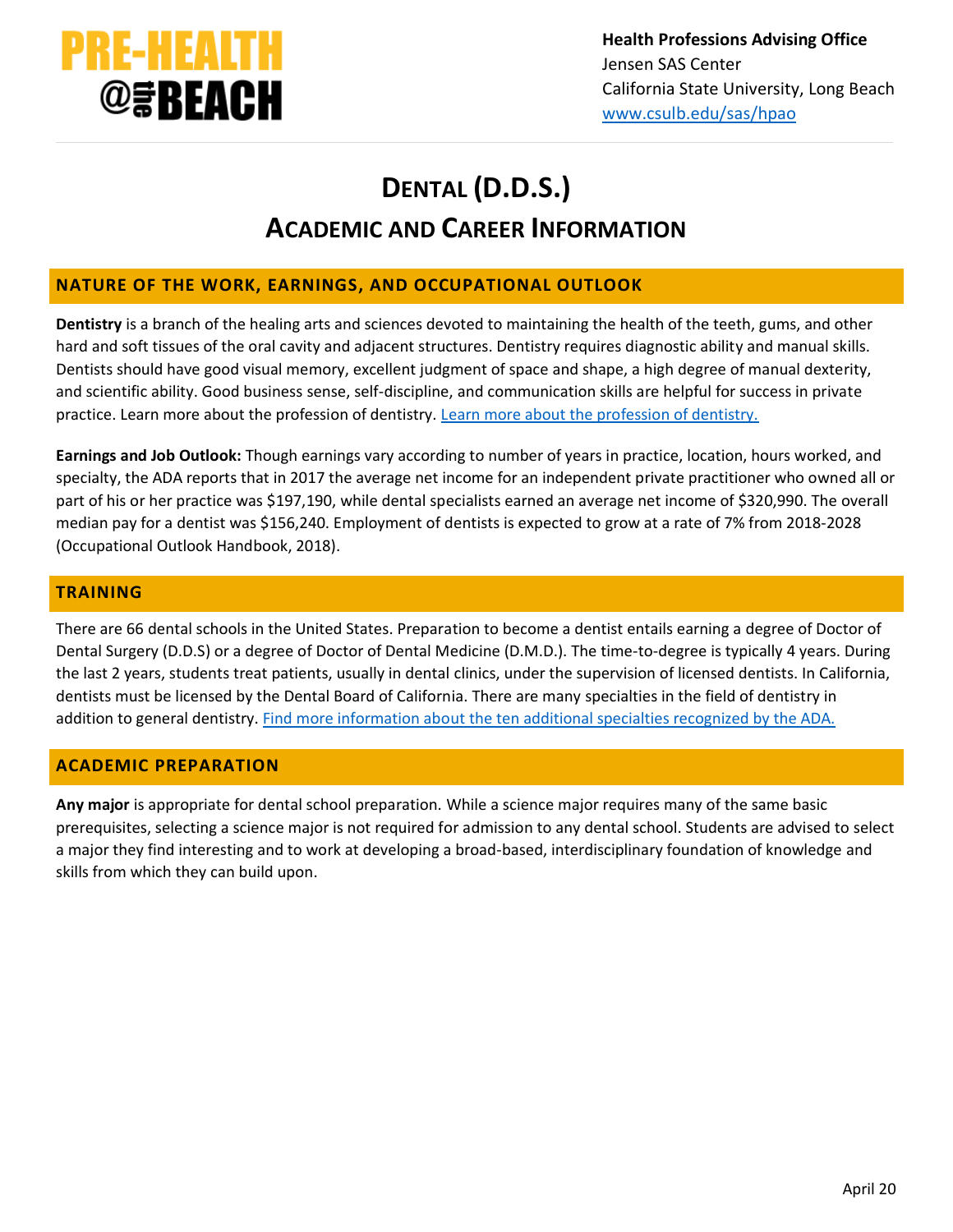**PRE-HEALTH @the BEACH**

**Health Professions Advising Office**
Jensen SAS Center
California State University, Long Beach
www.csulb.edu/sas/hpao

# DENTAL (D.D.S.)
# ACADEMIC AND CAREER INFORMATION

## NATURE OF THE WORK, EARNINGS, AND OCCUPATIONAL OUTLOOK

**Dentistry** is a branch of the healing arts and sciences devoted to maintaining the health of the teeth, gums, and other hard and soft tissues of the oral cavity and adjacent structures. Dentistry requires diagnostic ability and manual skills. Dentists should have good visual memory, excellent judgment of space and shape, a high degree of manual dexterity, and scientific ability. Good business sense, self-discipline, and communication skills are helpful for success in private practice. Learn more about the profession of dentistry. Learn more about the profession of dentistry.

**Earnings and Job Outlook:** Though earnings vary according to number of years in practice, location, hours worked, and specialty, the ADA reports that in 2017 the average net income for an independent private practitioner who owned all or part of his or her practice was $197,190, while dental specialists earned an average net income of $320,990. The overall median pay for a dentist was $156,240. Employment of dentists is expected to grow at a rate of 7% from 2018-2028 (Occupational Outlook Handbook, 2018).

## TRAINING

There are 66 dental schools in the United States. Preparation to become a dentist entails earning a degree of Doctor of Dental Surgery (D.D.S) or a degree of Doctor of Dental Medicine (D.M.D.). The time-to-degree is typically 4 years. During the last 2 years, students treat patients, usually in dental clinics, under the supervision of licensed dentists. In California, dentists must be licensed by the Dental Board of California. There are many specialties in the field of dentistry in addition to general dentistry. Find more information about the ten additional specialties recognized by the ADA.

## ACADEMIC PREPARATION

**Any major** is appropriate for dental school preparation. While a science major requires many of the same basic prerequisites, selecting a science major is not required for admission to any dental school. Students are advised to select a major they find interesting and to work at developing a broad-based, interdisciplinary foundation of knowledge and skills from which they can build upon.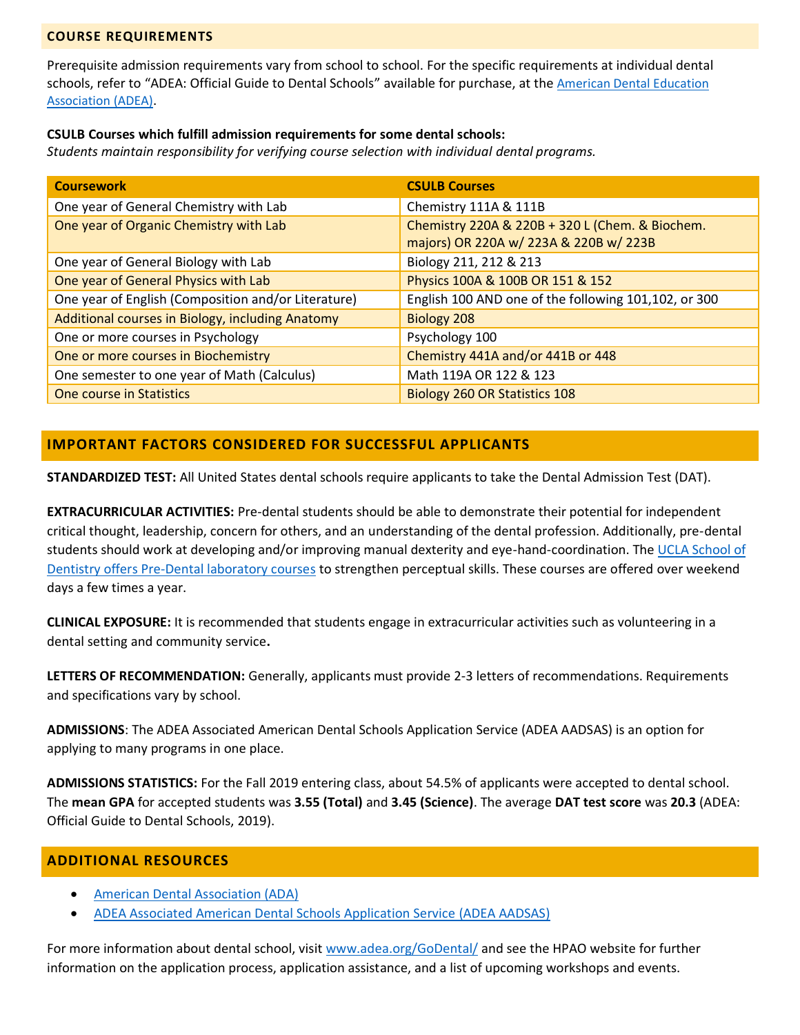## COURSE REQUIREMENTS

Prerequisite admission requirements vary from school to school. For the specific requirements at individual dental schools, refer to "ADEA: Official Guide to Dental Schools" available for purchase, at the American Dental Education Association (ADEA).

**CSULB Courses which fulfill admission requirements for some dental schools:**
*Students maintain responsibility for verifying course selection with individual dental programs.*

| Coursework | CSULB Courses |
|---|---|
| One year of General Chemistry with Lab | Chemistry 111A & 111B |
| One year of Organic Chemistry with Lab | Chemistry 220A & 220B + 320 L (Chem. & Biochem. majors) OR 220A w/ 223A & 220B w/ 223B |
| One year of General Biology with Lab | Biology 211, 212 & 213 |
| One year of General Physics with Lab | Physics 100A & 100B OR 151 & 152 |
| One year of English (Composition and/or Literature) | English 100 AND one of the following 101,102, or 300 |
| Additional courses in Biology, including Anatomy | Biology 208 |
| One or more courses in Psychology | Psychology 100 |
| One or more courses in Biochemistry | Chemistry 441A and/or 441B or 448 |
| One semester to one year of Math (Calculus) | Math 119A OR 122 & 123 |
| One course in Statistics | Biology 260 OR Statistics 108 |

## IMPORTANT FACTORS CONSIDERED FOR SUCCESSFUL APPLICANTS

**STANDARDIZED TEST:** All United States dental schools require applicants to take the Dental Admission Test (DAT).

**EXTRACURRICULAR ACTIVITIES:** Pre-dental students should be able to demonstrate their potential for independent critical thought, leadership, concern for others, and an understanding of the dental profession. Additionally, pre-dental students should work at developing and/or improving manual dexterity and eye-hand-coordination. The UCLA School of Dentistry offers Pre-Dental laboratory courses to strengthen perceptual skills. These courses are offered over weekend days a few times a year.

**CLINICAL EXPOSURE:** It is recommended that students engage in extracurricular activities such as volunteering in a dental setting and community service**.**

**LETTERS OF RECOMMENDATION:** Generally, applicants must provide 2-3 letters of recommendations. Requirements and specifications vary by school.

**ADMISSIONS**: The ADEA Associated American Dental Schools Application Service (ADEA AADSAS) is an option for applying to many programs in one place.

**ADMISSIONS STATISTICS:** For the Fall 2019 entering class, about 54.5% of applicants were accepted to dental school. The **mean GPA** for accepted students was **3.55 (Total)** and **3.45 (Science)**. The average **DAT test score** was **20.3** (ADEA: Official Guide to Dental Schools, 2019).

## ADDITIONAL RESOURCES

- American Dental Association (ADA)
- ADEA Associated American Dental Schools Application Service (ADEA AADSAS)

For more information about dental school, visit www.adea.org/GoDental/ and see the HPAO website for further information on the application process, application assistance, and a list of upcoming workshops and events.